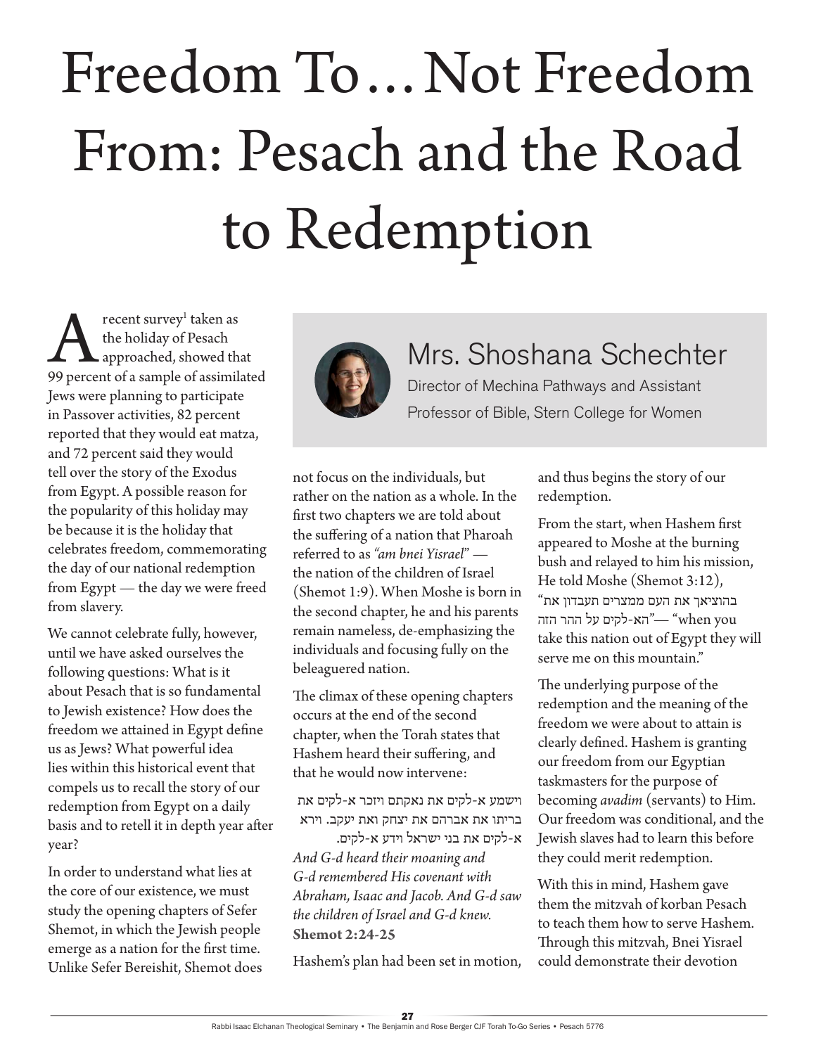# Freedom To… Not Freedom From: Pesach and the Road to Redemption

## Mrs. Shoshana Schechter

Director of Mechina Pathways and Assistant Professor of Bible, Stern College for Women

A recent survey[1] taken as the holiday of Pesach approached, showed that 99 percent of a sample of assimilated Jews were planning to participate in Passover activities, 82 percent reported that they would eat matza, and 72 percent said they would tell over the story of the Exodus from Egypt. A possible reason for the popularity of this holiday may be because it is the holiday that celebrates freedom, commemorating the day of our national redemption from Egypt — the day we were freed from slavery.

We cannot celebrate fully, however, until we have asked ourselves the following questions: What is it about Pesach that is so fundamental to Jewish existence? How does the freedom we attained in Egypt define us as Jews? What powerful idea lies within this historical event that compels us to recall the story of our redemption from Egypt on a daily basis and to retell it in depth year after year?

In order to understand what lies at the core of our existence, we must study the opening chapters of Sefer Shemot, in which the Jewish people emerge as a nation for the first time. Unlike Sefer Bereishit, Shemot does not focus on the individuals, but rather on the nation as a whole. In the first two chapters we are told about the suffering of a nation that Pharoah referred to as *"am bnei Yisrael"* — the nation of the children of Israel (Shemot 1:9). When Moshe is born in the second chapter, he and his parents remain nameless, de-emphasizing the individuals and focusing fully on the beleaguered nation.

The climax of these opening chapters occurs at the end of the second chapter, when the Torah states that Hashem heard their suffering, and that he would now intervene:

וישמע א-לקים את נאקתם ויזכר א-לקים את בריתו את אברהם את יצחק ואת יעקב. וירא א-לקים את בני ישראל וידע א-לקים.

*And G-d heard their moaning and G-d remembered His covenant with Abraham, Isaac and Jacob. And G-d saw the children of Israel and G-d knew.*
**Shemot 2:24-25**

Hashem's plan had been set in motion, and thus begins the story of our redemption.

From the start, when Hashem first appeared to Moshe at the burning bush and relayed to him his mission, He told Moshe (Shemot 3:12), "בהוציאך את העם ממצרים תעבדון את הא-לקים על ההר הזה" — "when you take this nation out of Egypt they will serve me on this mountain."

The underlying purpose of the redemption and the meaning of the freedom we were about to attain is clearly defined. Hashem is granting our freedom from our Egyptian taskmasters for the purpose of becoming *avadim* (servants) to Him. Our freedom was conditional, and the Jewish slaves had to learn this before they could merit redemption.

With this in mind, Hashem gave them the mitzvah of korban Pesach to teach them how to serve Hashem. Through this mitzvah, Bnei Yisrael could demonstrate their devotion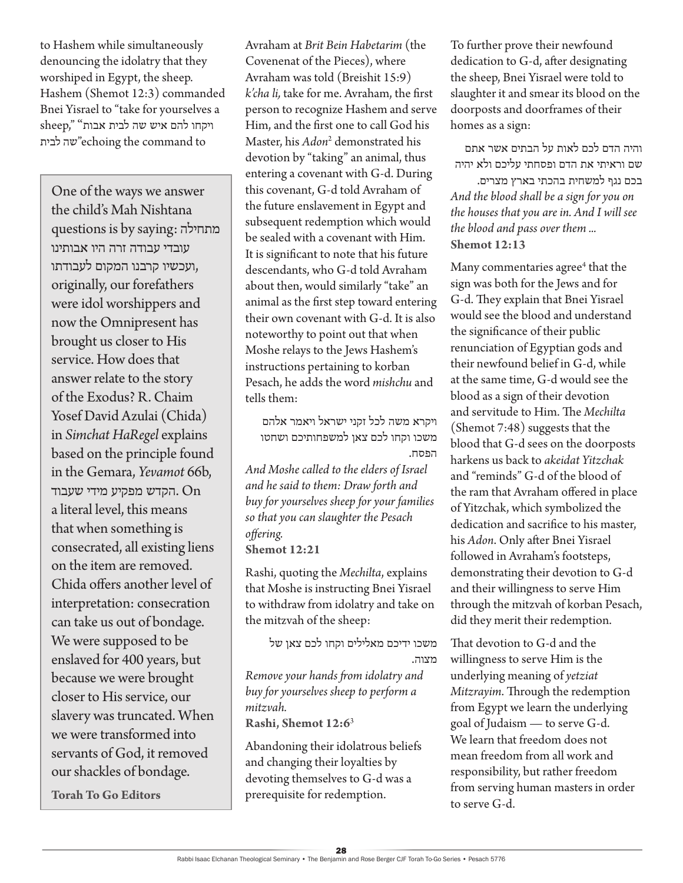to Hashem while simultaneously denouncing the idolatry that they worshiped in Egypt, the sheep. Hashem (Shemot 12:3) commanded Bnei Yisrael to "take for yourselves a sheep," "ויקחו להם איש שה לבית אבות שה לבית" echoing the command to

> One of the ways we answer the child's Mah Nishtana questions is by saying: מתחילה עובדי עבודה זרה היו אבותינו ועכשיו קרבנו המקום לעבודתו, originally, our forefathers were idol worshippers and now the Omnipresent has brought us closer to His service. How does that answer relate to the story of the Exodus? R. Chaim Yosef David Azulai (Chida) in *Simchat HaRegel* explains based on the principle found in the Gemara, *Yevamot* 66b, הקדש מפקיע מידי שעבוד. On a literal level, this means that when something is consecrated, all existing liens on the item are removed. Chida offers another level of interpretation: consecration can take us out of bondage. We were supposed to be enslaved for 400 years, but because we were brought closer to His service, our slavery was truncated. When we were transformed into servants of God, it removed our shackles of bondage.
>
> **Torah To Go Editors**

Avraham at *Brit Bein Habetarim* (the Covenenat of the Pieces), where Avraham was told (Breishit 15:9) *k'cha li,* take for me. Avraham, the first person to recognize Hashem and serve Him, and the first one to call God his Master, his *Adon*[2] demonstrated his devotion by "taking" an animal, thus entering a covenant with G-d. During this covenant, G-d told Avraham of the future enslavement in Egypt and subsequent redemption which would be sealed with a covenant with Him. It is significant to note that his future descendants, who G-d told Avraham about then, would similarly "take" an animal as the first step toward entering their own covenant with G-d. It is also noteworthy to point out that when Moshe relays to the Jews Hashem's instructions pertaining to korban Pesach, he adds the word *mishchu* and tells them:

ויקרא משה לכל זקני ישראל ויאמר אלהם משכו וקחו לכם צאן למשפחותיכם ושחטו הפסח.

*And Moshe called to the elders of Israel and he said to them: Draw forth and buy for yourselves sheep for your families so that you can slaughter the Pesach offering.*

**Shemot 12:21**

Rashi, quoting the *Mechilta*, explains that Moshe is instructing Bnei Yisrael to withdraw from idolatry and take on the mitzvah of the sheep:

משכו ידיכם מאלילים וקחו לכם צאן של מצוה.

*Remove your hands from idolatry and buy for yourselves sheep to perform a mitzvah.*

**Rashi, Shemot 12:6**[3]

Abandoning their idolatrous beliefs and changing their loyalties by devoting themselves to G-d was a prerequisite for redemption.

To further prove their newfound dedication to G-d, after designating the sheep, Bnei Yisrael were told to slaughter it and smear its blood on the doorposts and doorframes of their homes as a sign:

והיה הדם לכם לאות על הבתים אשר אתם שם וראיתי את הדם ופסחתי עליכם ולא יהיה בכם נגף למשחית בהכתי בארץ מצרים.

*And the blood shall be a sign for you on the houses that you are in. And I will see the blood and pass over them ...*

**Shemot 12:13**

Many commentaries agree[4] that the sign was both for the Jews and for G-d. They explain that Bnei Yisrael would see the blood and understand the significance of their public renunciation of Egyptian gods and their newfound belief in G-d, while at the same time, G-d would see the blood as a sign of their devotion and servitude to Him. The *Mechilta* (Shemot 7:48) suggests that the blood that G-d sees on the doorposts harkens us back to *akeidat Yitzchak* and "reminds" G-d of the blood of the ram that Avraham offered in place of Yitzchak, which symbolized the dedication and sacrifice to his master, his *Adon*. Only after Bnei Yisrael followed in Avraham's footsteps, demonstrating their devotion to G-d and their willingness to serve Him through the mitzvah of korban Pesach, did they merit their redemption.

That devotion to G-d and the willingness to serve Him is the underlying meaning of *yetziat Mitzrayim.* Through the redemption from Egypt we learn the underlying goal of Judaism — to serve G-d. We learn that freedom does not mean freedom from all work and responsibility, but rather freedom from serving human masters in order to serve G-d.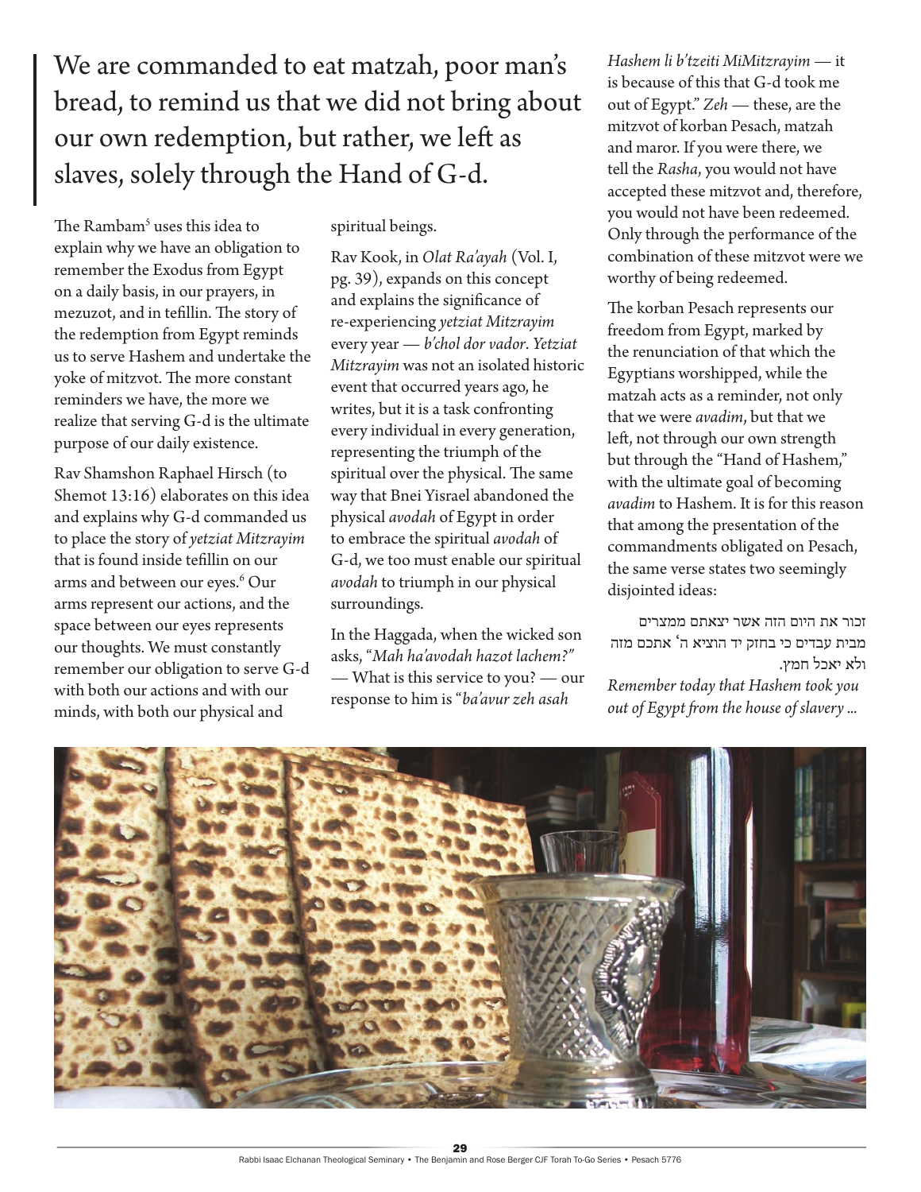> We are commanded to eat matzah, poor man's bread, to remind us that we did not bring about our own redemption, but rather, we left as slaves, solely through the Hand of G-d.

The Rambam[5] uses this idea to explain why we have an obligation to remember the Exodus from Egypt on a daily basis, in our prayers, in mezuzot, and in tefillin. The story of the redemption from Egypt reminds us to serve Hashem and undertake the yoke of mitzvot. The more constant reminders we have, the more we realize that serving G-d is the ultimate purpose of our daily existence.

Rav Shamshon Raphael Hirsch (to Shemot 13:16) elaborates on this idea and explains why G-d commanded us to place the story of *yetziat Mitzrayim* that is found inside tefillin on our arms and between our eyes.[6] Our arms represent our actions, and the space between our eyes represents our thoughts. We must constantly remember our obligation to serve G-d with both our actions and with our minds, with both our physical and spiritual beings.

Rav Kook, in *Olat Ra'ayah* (Vol. I, pg. 39), expands on this concept and explains the significance of re-experiencing *yetziat Mitzrayim* every year — *b'chol dor vador*. *Yetziat Mitzrayim* was not an isolated historic event that occurred years ago, he writes, but it is a task confronting every individual in every generation, representing the triumph of the spiritual over the physical. The same way that Bnei Yisrael abandoned the physical *avodah* of Egypt in order to embrace the spiritual *avodah* of G-d, we too must enable our spiritual *avodah* to triumph in our physical surroundings.

In the Haggada, when the wicked son asks, "*Mah ha'avodah hazot lachem?*" — What is this service to you? — our response to him is "*ba'avur zeh asah Hashem li b'tzeiti MiMitzrayim* — it is because of this that G-d took me out of Egypt." *Zeh* — these, are the mitzvot of korban Pesach, matzah and maror. If you were there, we tell the *Rasha*, you would not have accepted these mitzvot and, therefore, you would not have been redeemed. Only through the performance of the combination of these mitzvot were we worthy of being redeemed.

The korban Pesach represents our freedom from Egypt, marked by the renunciation of that which the Egyptians worshipped, while the matzah acts as a reminder, not only that we were *avadim*, but that we left, not through our own strength but through the "Hand of Hashem," with the ultimate goal of becoming *avadim* to Hashem. It is for this reason that among the presentation of the commandments obligated on Pesach, the same verse states two seemingly disjointed ideas:

זכור את היום הזה אשר יצאתם ממצרים מבית עבדים כי בחזק יד הוציא ה׳ אתכם מזה ולא יאכל חמץ.

*Remember today that Hashem took you out of Egypt from the house of slavery ...*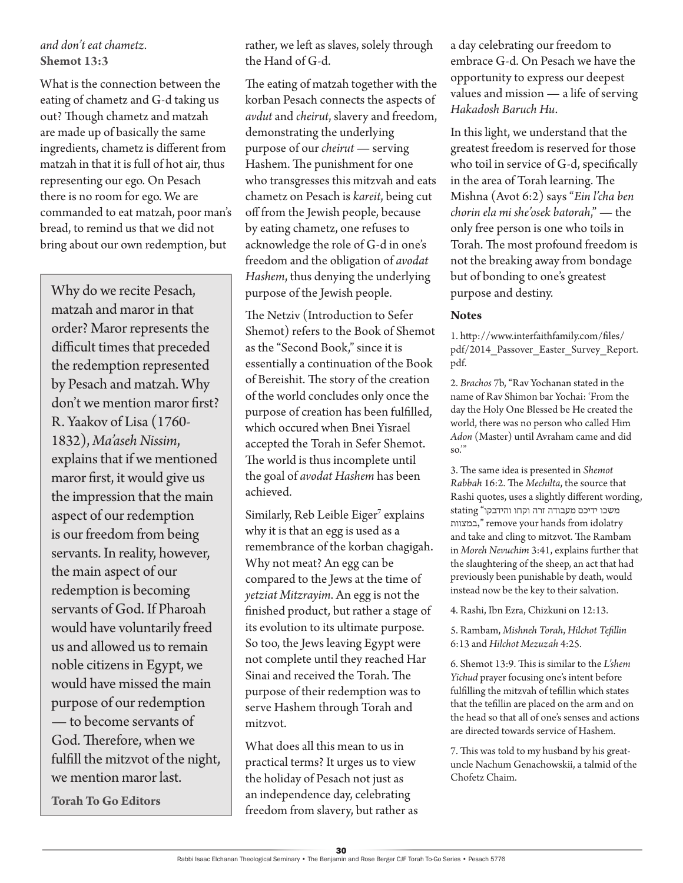*and don't eat chametz.*
**Shemot 13:3**

What is the connection between the eating of chametz and G-d taking us out? Though chametz and matzah are made up of basically the same ingredients, chametz is different from matzah in that it is full of hot air, thus representing our ego. On Pesach there is no room for ego. We are commanded to eat matzah, poor man's bread, to remind us that we did not bring about our own redemption, but rather, we left as slaves, solely through the Hand of G-d.

The eating of matzah together with the korban Pesach connects the aspects of *avdut* and *cheirut*, slavery and freedom, demonstrating the underlying purpose of our *cheirut* — serving Hashem. The punishment for one who transgresses this mitzvah and eats chametz on Pesach is *kareit*, being cut off from the Jewish people, because by eating chametz, one refuses to acknowledge the role of G-d in one's freedom and the obligation of *avodat Hashem*, thus denying the underlying purpose of the Jewish people.

The Netziv (Introduction to Sefer Shemot) refers to the Book of Shemot as the "Second Book," since it is essentially a continuation of the Book of Bereishit. The story of the creation of the world concludes only once the purpose of creation has been fulfilled, which occured when Bnei Yisrael accepted the Torah in Sefer Shemot. The world is thus incomplete until the goal of *avodat Hashem* has been achieved.

Similarly, Reb Leible Eiger[7] explains why it is that an egg is used as a remembrance of the korban chagigah. Why not meat? An egg can be compared to the Jews at the time of *yetziat Mitzrayim*. An egg is not the finished product, but rather a stage of its evolution to its ultimate purpose. So too, the Jews leaving Egypt were not complete until they reached Har Sinai and received the Torah. The purpose of their redemption was to serve Hashem through Torah and mitzvot.

What does all this mean to us in practical terms? It urges us to view the holiday of Pesach not just as an independence day, celebrating freedom from slavery, but rather as a day celebrating our freedom to embrace G-d. On Pesach we have the opportunity to express our deepest values and mission — a life of serving *Hakadosh Baruch Hu*.

In this light, we understand that the greatest freedom is reserved for those who toil in service of G-d, specifically in the area of Torah learning. The Mishna (Avot 6:2) says "*Ein l'cha ben chorin ela mi she'osek batorah*," — the only free person is one who toils in Torah. The most profound freedom is not the breaking away from bondage but of bonding to one's greatest purpose and destiny.

> Why do we recite Pesach, matzah and maror in that order? Maror represents the difficult times that preceded the redemption represented by Pesach and matzah. Why don't we mention maror first? R. Yaakov of Lisa (1760-1832), *Ma'aseh Nissim*, explains that if we mentioned maror first, it would give us the impression that the main aspect of our redemption is our freedom from being servants. In reality, however, the main aspect of our redemption is becoming servants of God. If Pharoah would have voluntarily freed us and allowed us to remain noble citizens in Egypt, we would have missed the main purpose of our redemption — to become servants of God. Therefore, when we fulfill the mitzvot of the night, we mention maror last.
>
> **Torah To Go Editors**

### Notes

1. http://www.interfaithfamily.com/files/pdf/2014_Passover_Easter_Survey_Report.pdf.

2. *Brachos* 7b, "Rav Yochanan stated in the name of Rav Shimon bar Yochai: 'From the day the Holy One Blessed be He created the world, there was no person who called Him *Adon* (Master) until Avraham came and did so.'"

3. The same idea is presented in *Shemot Rabbah* 16:2. The *Mechilta*, the source that Rashi quotes, uses a slightly different wording, stating "משכו ידיכם מעבודה זרה וקחו והידבקו במצוות," remove your hands from idolatry and take and cling to mitzvot. The Rambam in *Moreh Nevuchim* 3:41, explains further that the slaughtering of the sheep, an act that had previously been punishable by death, would instead now be the key to their salvation.

4. Rashi, Ibn Ezra, Chizkuni on 12:13.

5. Rambam, *Mishneh Torah*, *Hilchot Tefillin* 6:13 and *Hilchot Mezuzah* 4:25.

6. Shemot 13:9. This is similar to the *L'shem Yichud* prayer focusing one's intent before fulfilling the mitzvah of tefillin which states that the tefillin are placed on the arm and on the head so that all of one's senses and actions are directed towards service of Hashem.

7. This was told to my husband by his great-uncle Nachum Genachowskii, a talmid of the Chofetz Chaim.